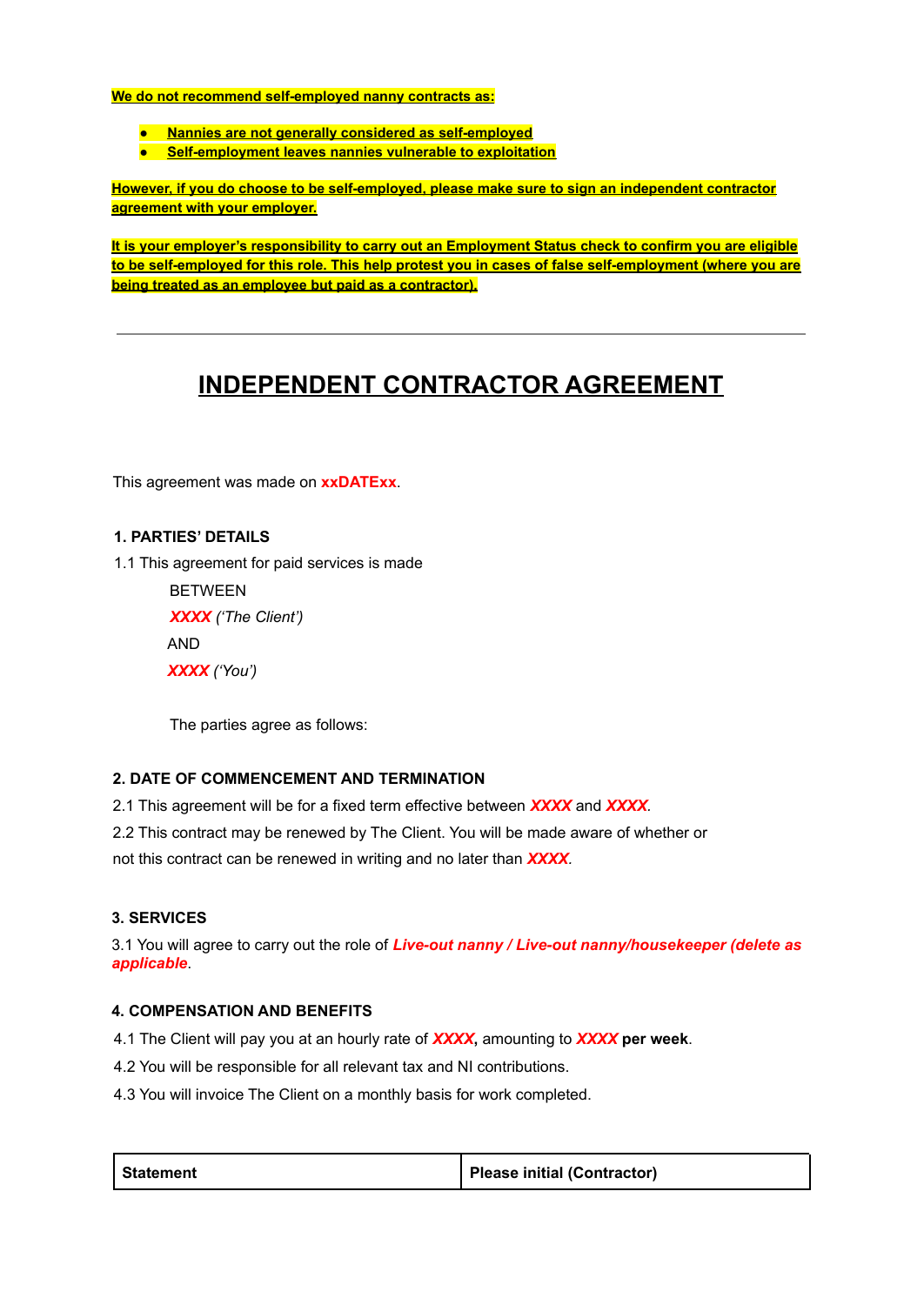**We do not recommend self-employed nanny contracts as:**

- **Nannies are not generally considered as self-employed**
- **Self-employment leaves nannies vulnerable to exploitation**

**However, if you do choose to be self-employed, please make sure to sign an independent contractor agreement with your employer.**

**It is your employer's responsibility to carry out an Employment Status check to confirm you are eligible to be self-employed for this role. This help protest you in cases of false self-employment (where you are being treated as an employee but paid as a contractor).**

---

# INDEPENDENT CONTRACTOR AGREEMENT

This agreement was made on **xxDATExx**.

### 1. PARTIES' DETAILS

1.1 This agreement for paid services is made

BETWEEN

***XXXX*** *('The Client')*

AND

***XXXX*** *('You')*

The parties agree as follows:

### 2. DATE OF COMMENCEMENT AND TERMINATION

2.1 This agreement will be for a fixed term effective between ***XXXX*** and ***XXXX***.

2.2 This contract may be renewed by The Client. You will be made aware of whether or not this contract can be renewed in writing and no later than ***XXXX***.

### 3. SERVICES

3.1 You will agree to carry out the role of ***Live-out nanny / Live-out nanny/housekeeper (delete as applicable***.

### 4. COMPENSATION AND BENEFITS

4.1 The Client will pay you at an hourly rate of ***XXXX*****,** amounting to ***XXXX*** **per week**.

4.2 You will be responsible for all relevant tax and NI contributions.

4.3 You will invoice The Client on a monthly basis for work completed.

| Statement | Please initial (Contractor) |
|---|---|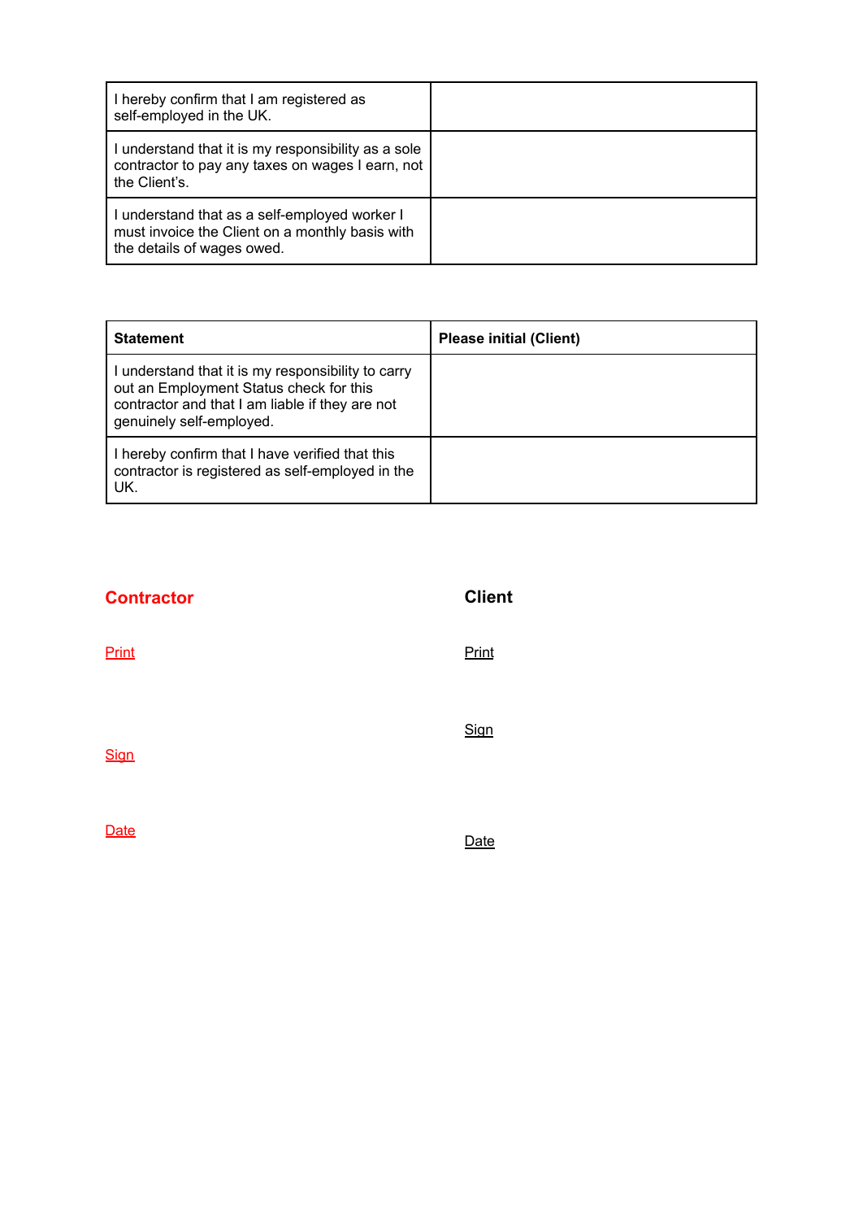| | |
|---|---|
| I hereby confirm that I am registered as self-employed in the UK. | |
| I understand that it is my responsibility as a sole contractor to pay any taxes on wages I earn, not the Client's. | |
| I understand that as a self-employed worker I must invoice the Client on a monthly basis with the details of wages owed. | |

| **Statement** | **Please initial (Client)** |
|---|---|
| I understand that it is my responsibility to carry out an Employment Status check for this contractor and that I am liable if they are not genuinely self-employed. | |
| I hereby confirm that I have verified that this contractor is registered as self-employed in the UK. | |

## Contractor

Print

Sign

Date

## Client

Print

Sign

Date